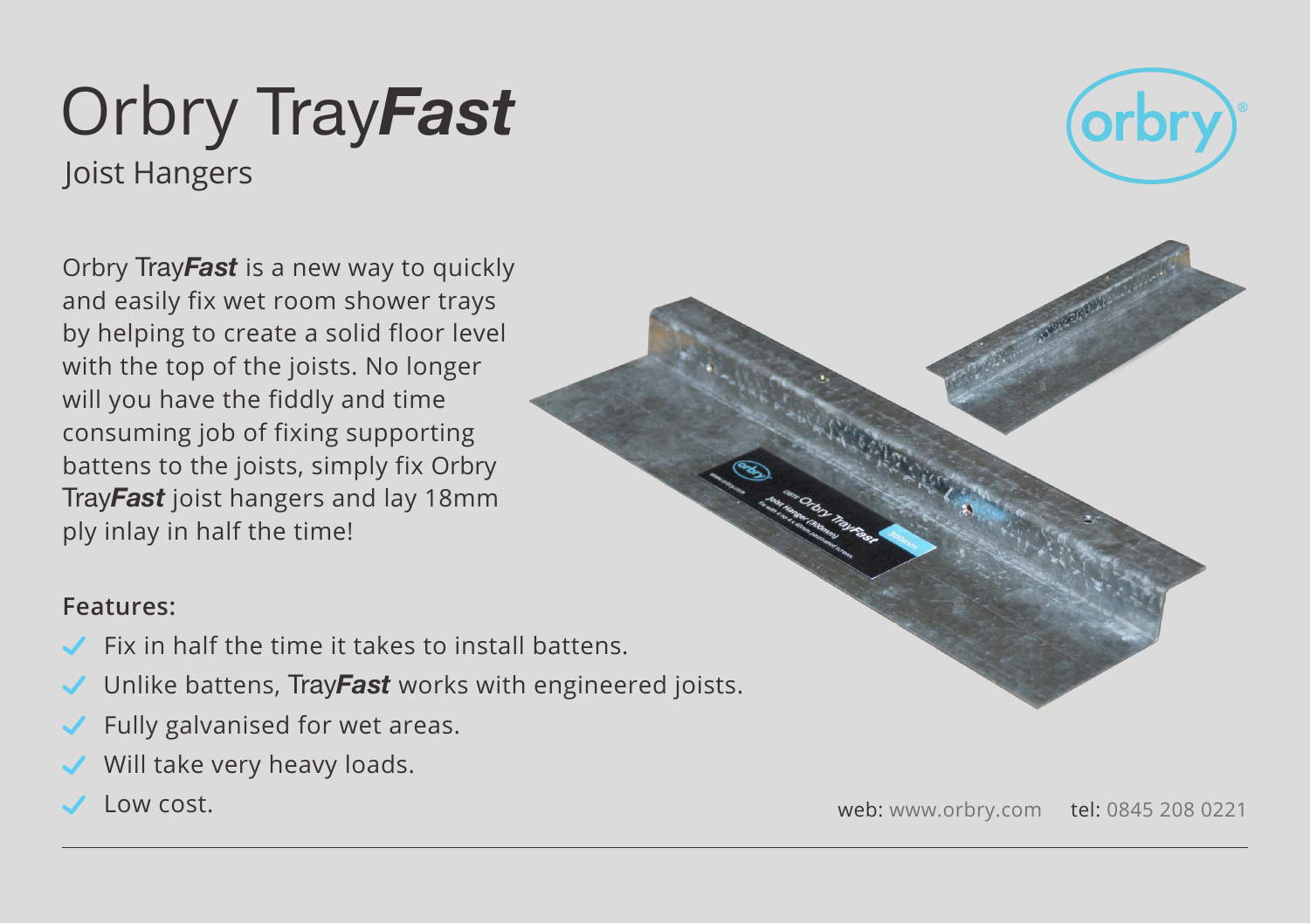# Orbry Tray***Fast***

## Joist Hangers

Orbry Tray***Fast*** is a new way to quickly and easily fix wet room shower trays by helping to create a solid floor level with the top of the joists. No longer will you have the fiddly and time consuming job of fixing supporting battens to the joists, simply fix Orbry Tray***Fast*** joist hangers and lay 18mm ply inlay in half the time!

**Features:**

- Fix in half the time it takes to install battens.
- Unlike battens, Tray***Fast*** works with engineered joists.
- Fully galvanised for wet areas.
- Will take very heavy loads.
- Low cost.

web: www.orbry.com tel: 0845 208 0221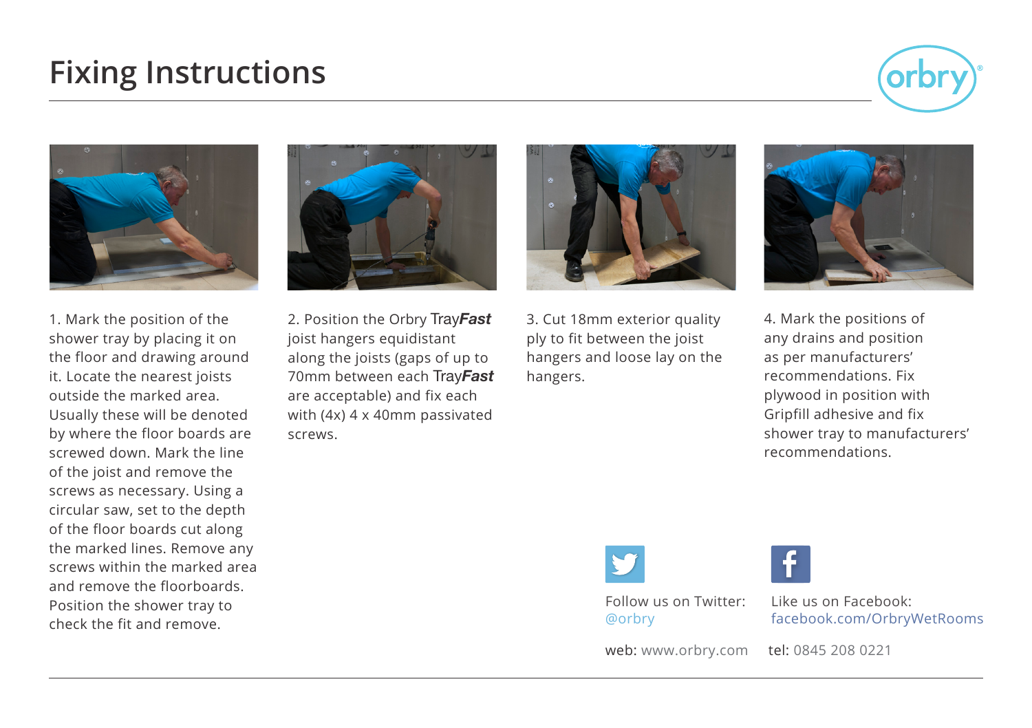# Fixing Instructions

1. Mark the position of the shower tray by placing it on the floor and drawing around it. Locate the nearest joists outside the marked area. Usually these will be denoted by where the floor boards are screwed down. Mark the line of the joist and remove the screws as necessary. Using a circular saw, set to the depth of the floor boards cut along the marked lines. Remove any screws within the marked area and remove the floorboards. Position the shower tray to check the fit and remove.

2. Position the Orbry Tray***Fast*** joist hangers equidistant along the joists (gaps of up to 70mm between each Tray***Fast*** are acceptable) and fix each with (4x) 4 x 40mm passivated screws.

3. Cut 18mm exterior quality ply to fit between the joist hangers and loose lay on the hangers.

4. Mark the positions of any drains and position as per manufacturers' recommendations. Fix plywood in position with Gripfill adhesive and fix shower tray to manufacturers' recommendations.

Follow us on Twitter:
@orbry

Like us on Facebook:
facebook.com/OrbryWetRooms

web: www.orbry.com

tel: 0845 208 0221